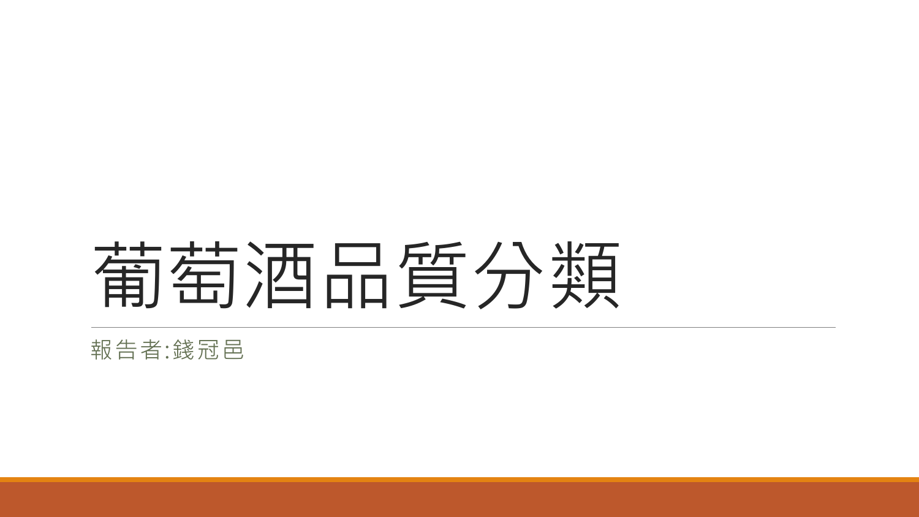# 葡萄酒品質分類

報告者:錢冠邑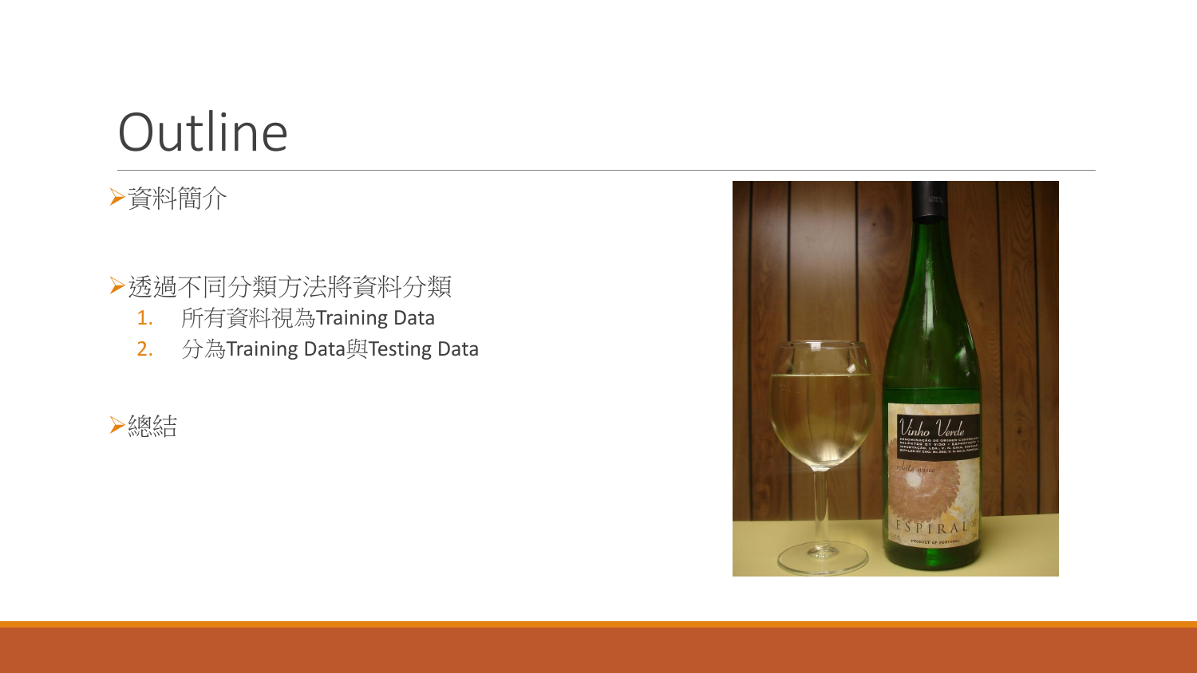# Outline

- 資料簡介

- 透過不同分類方法將資料分類
    1. 所有資料視為Training Data
    2. 分為Training Data與Testing Data

- 總結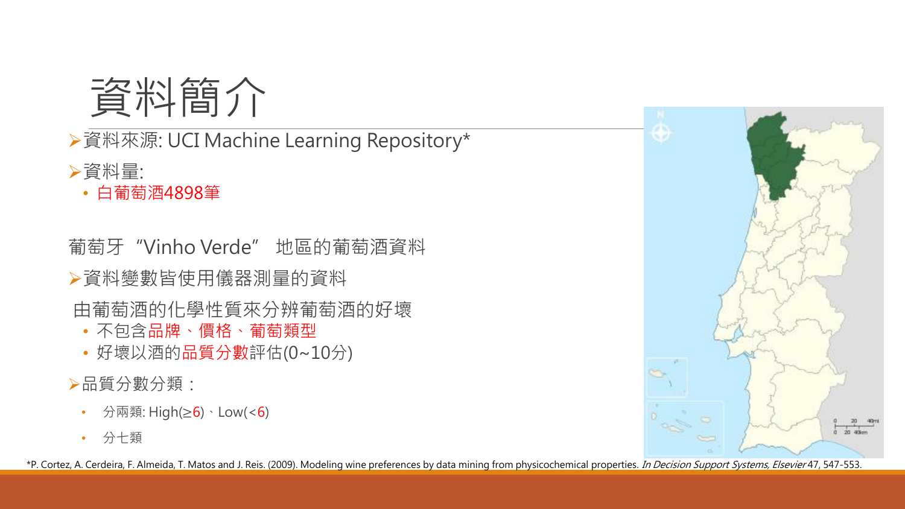# 資料簡介

- 資料來源: UCI Machine Learning Repository*
- 資料量:
  - 白葡萄酒4898筆

葡萄牙“Vinho Verde” 地區的葡萄酒資料

- 資料變數皆使用儀器測量的資料

由葡萄酒的化學性質來分辨葡萄酒的好壞

- 不包含品牌、價格、葡萄類型
- 好壞以酒的品質分數評估(0~10分)

- 品質分數分類：
  - 分兩類: High(≥6)、Low(<6)
  - 分七類

*P. Cortez, A. Cerdeira, F. Almeida, T. Matos and J. Reis. (2009). Modeling wine preferences by data mining from physicochemical properties. *In Decision Support Systems, Elsevier* 47, 547-553.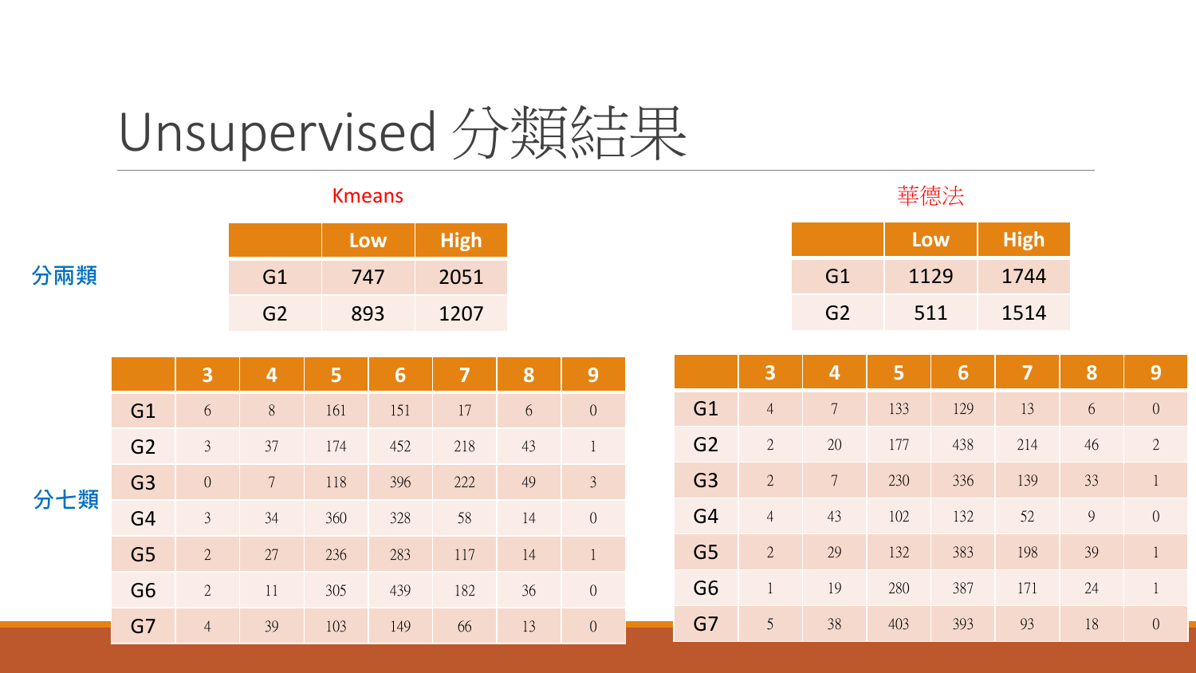# Unsupervised 分類結果

## 分兩類

**Kmeans**

| | Low | High |
|---|---|---|
| G1 | 747 | 2051 |
| G2 | 893 | 1207 |

**華德法**

| | Low | High |
|---|---|---|
| G1 | 1129 | 1744 |
| G2 | 511 | 1514 |

## 分七類

**Kmeans**

| | 3 | 4 | 5 | 6 | 7 | 8 | 9 |
|---|---|---|---|---|---|---|---|
| G1 | 6 | 8 | 161 | 151 | 17 | 6 | 0 |
| G2 | 3 | 37 | 174 | 452 | 218 | 43 | 1 |
| G3 | 0 | 7 | 118 | 396 | 222 | 49 | 3 |
| G4 | 3 | 34 | 360 | 328 | 58 | 14 | 0 |
| G5 | 2 | 27 | 236 | 283 | 117 | 14 | 1 |
| G6 | 2 | 11 | 305 | 439 | 182 | 36 | 0 |
| G7 | 4 | 39 | 103 | 149 | 66 | 13 | 0 |

**華德法**

| | 3 | 4 | 5 | 6 | 7 | 8 | 9 |
|---|---|---|---|---|---|---|---|
| G1 | 4 | 7 | 133 | 129 | 13 | 6 | 0 |
| G2 | 2 | 20 | 177 | 438 | 214 | 46 | 2 |
| G3 | 2 | 7 | 230 | 336 | 139 | 33 | 1 |
| G4 | 4 | 43 | 102 | 132 | 52 | 9 | 0 |
| G5 | 2 | 29 | 132 | 383 | 198 | 39 | 1 |
| G6 | 1 | 19 | 280 | 387 | 171 | 24 | 1 |
| G7 | 5 | 38 | 403 | 393 | 93 | 18 | 0 |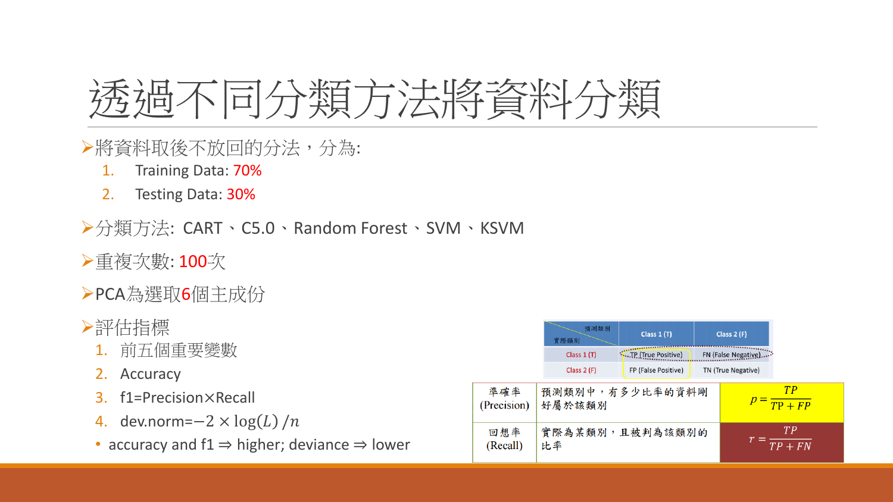# 透過不同分類方法將資料分類

- 將資料取後不放回的分法，分為:
  1. Training Data: 70%
  2. Testing Data: 30%
- 分類方法: CART、C5.0、Random Forest、SVM、KSVM
- 重複次數: 100次
- PCA為選取6個主成份
- 評估指標
  1. 前五個重要變數
  2. Accuracy
  3. f1=Precision×Recall
  4. dev.norm=$-2 \times \log(L)/n$
  - accuracy and f1 ⇒ higher; deviance ⇒ lower

| 預測類別 / 實際類別 | Class 1 (T) | Class 2 (F) |
|---|---|---|
| Class 1 (T) | TP (True Positive) | FN (False Negative) |
| Class 2 (F) | FP (False Positive) | TN (True Negative) |

| | | |
|---|---|---|
| 準確率 (Precision) | 預測類別中，有多少比率的資料剛好屬於該類別 | $p = \frac{TP}{TP + FP}$ |
| 回想率 (Recall) | 實際為某類別，且被判為該類別的比率 | $r = \frac{TP}{TP + FN}$ |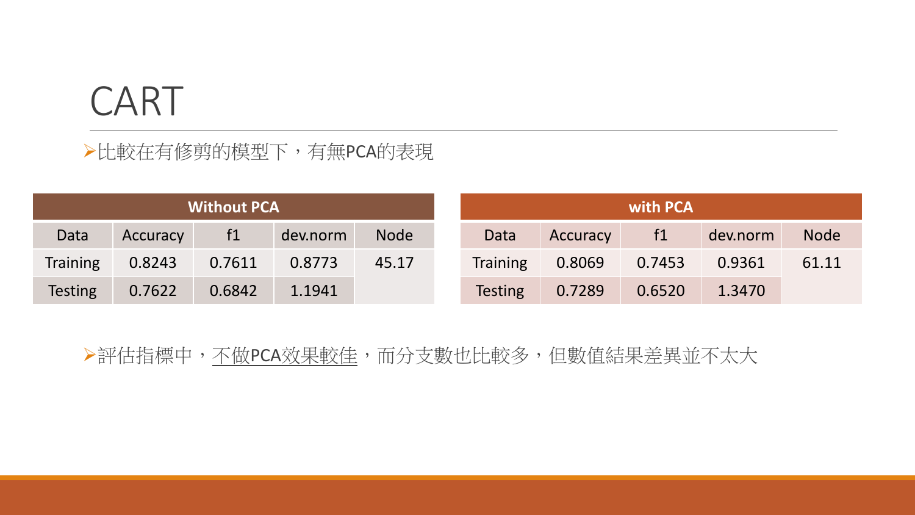# CART

- 比較在有修剪的模型下，有無PCA的表現

| Without PCA | | | | |
| --- | --- | --- | --- | --- |
| Data | Accuracy | f1 | dev.norm | Node |
| Training | 0.8243 | 0.7611 | 0.8773 | 45.17 |
| Testing | 0.7622 | 0.6842 | 1.1941 | |

| with PCA | | | | |
| --- | --- | --- | --- | --- |
| Data | Accuracy | f1 | dev.norm | Node |
| Training | 0.8069 | 0.7453 | 0.9361 | 61.11 |
| Testing | 0.7289 | 0.6520 | 1.3470 | |

- 評估指標中，<u>不做PCA效果較佳</u>，而分支數也比較多，但數值結果差異並不太大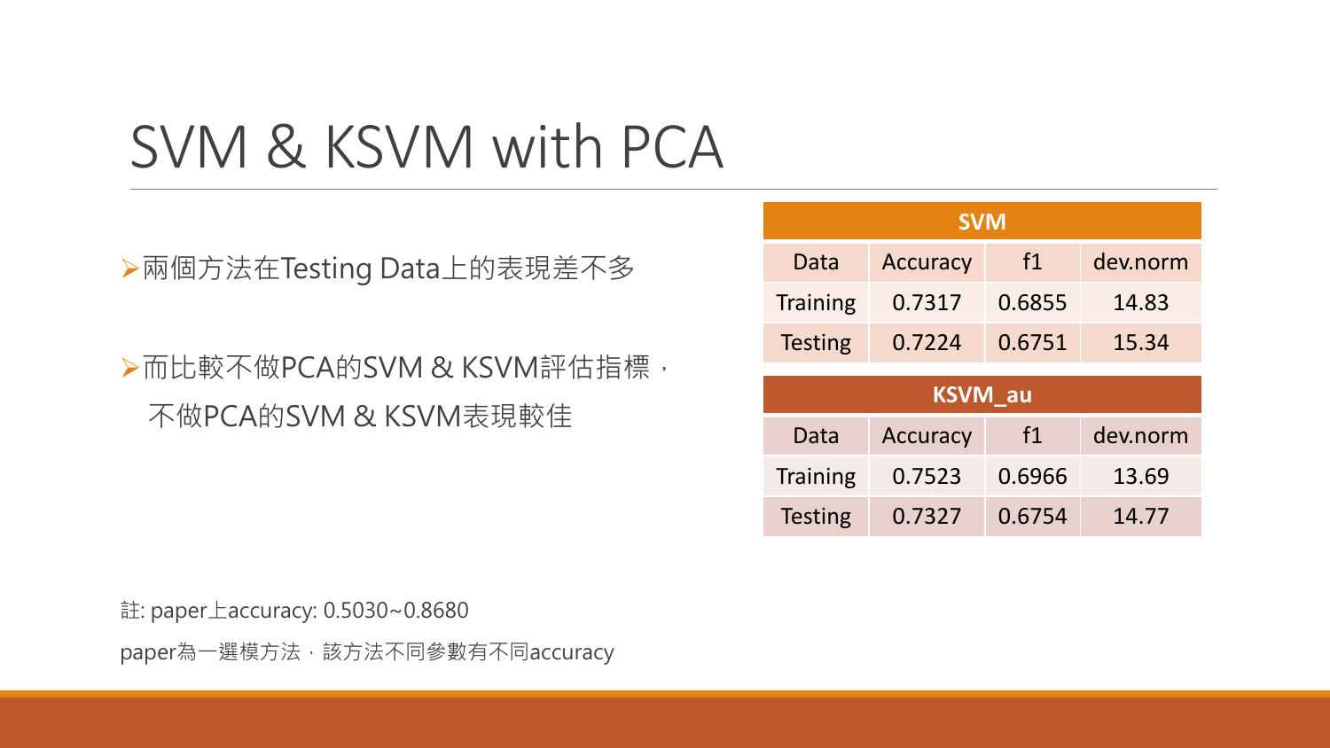# SVM & KSVM with PCA

- 兩個方法在Testing Data上的表現差不多

- 而比較不做PCA的SVM & KSVM評估指標，
  不做PCA的SVM & KSVM表現較佳

| SVM | | | |
|---|---|---|---|
| Data | Accuracy | f1 | dev.norm |
| Training | 0.7317 | 0.6855 | 14.83 |
| Testing | 0.7224 | 0.6751 | 15.34 |

| KSVM_au | | | |
|---|---|---|---|
| Data | Accuracy | f1 | dev.norm |
| Training | 0.7523 | 0.6966 | 13.69 |
| Testing | 0.7327 | 0.6754 | 14.77 |

註: paper上accuracy: 0.5030~0.8680

paper為一選模方法，該方法不同參數有不同accuracy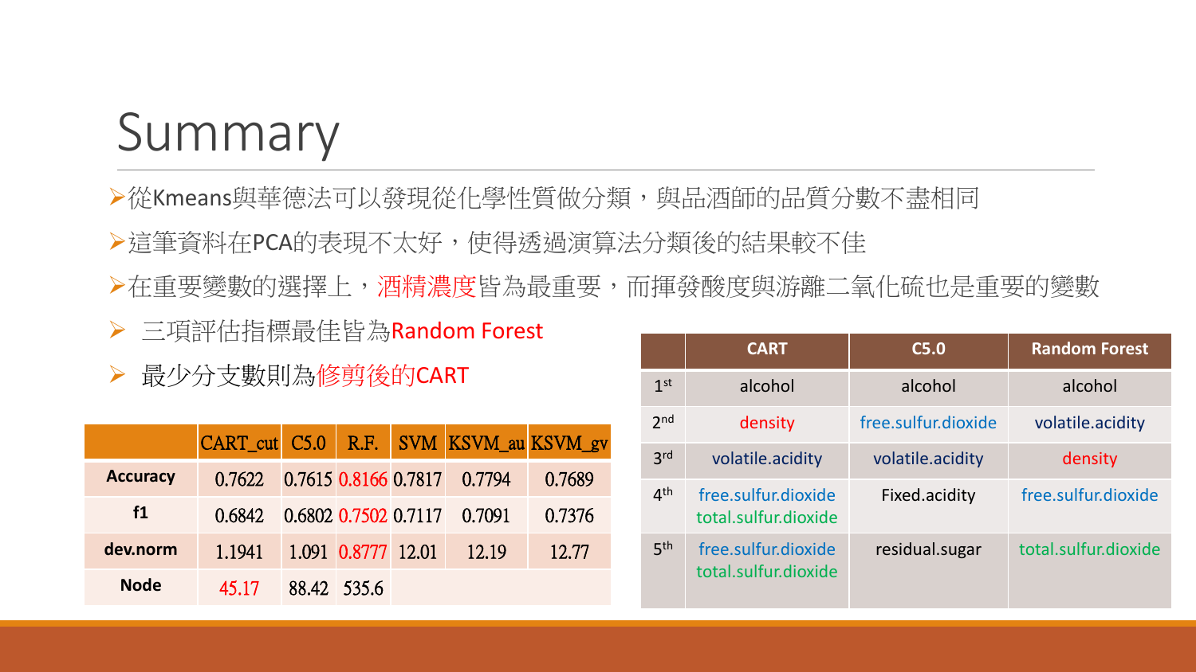# Summary

- 從Kmeans與華德法可以發現從化學性質做分類，與品酒師的品質分數不盡相同
- 這筆資料在PCA的表現不太好，使得透過演算法分類後的結果較不佳
- 在重要變數的選擇上，酒精濃度皆為最重要，而揮發酸度與游離二氧化硫也是重要的變數
- 三項評估指標最佳皆為Random Forest
- 最少分支數則為修剪後的CART

| | CART_cut | C5.0 | R.F. | SVM | KSVM_au | KSVM_gv |
|---|---|---|---|---|---|---|
| Accuracy | 0.7622 | 0.7615 | 0.8166 | 0.7817 | 0.7794 | 0.7689 |
| f1 | 0.6842 | 0.6802 | 0.7502 | 0.7117 | 0.7091 | 0.7376 |
| dev.norm | 1.1941 | 1.091 | 0.8777 | 12.01 | 12.19 | 12.77 |
| Node | 45.17 | 88.42 | 535.6 | | | |

| | CART | C5.0 | Random Forest |
|---|---|---|---|
| 1st | alcohol | alcohol | alcohol |
| 2nd | density | free.sulfur.dioxide | volatile.acidity |
| 3rd | volatile.acidity | volatile.acidity | density |
| 4th | free.sulfur.dioxide total.sulfur.dioxide | Fixed.acidity | free.sulfur.dioxide |
| 5th | free.sulfur.dioxide total.sulfur.dioxide | residual.sugar | total.sulfur.dioxide |